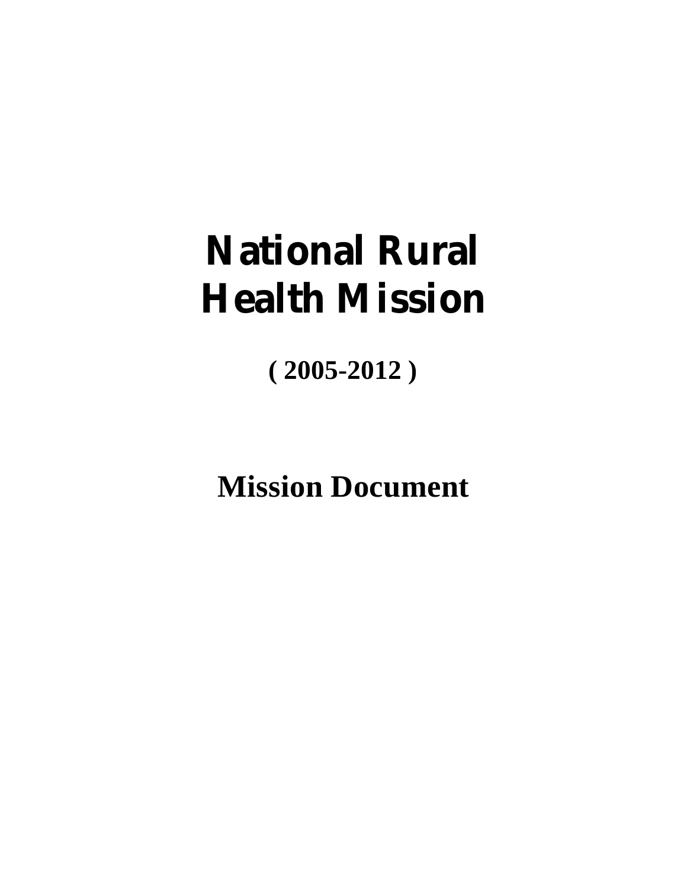# National Rural Health Mission

**( 2005-2012 )**

## Mission Document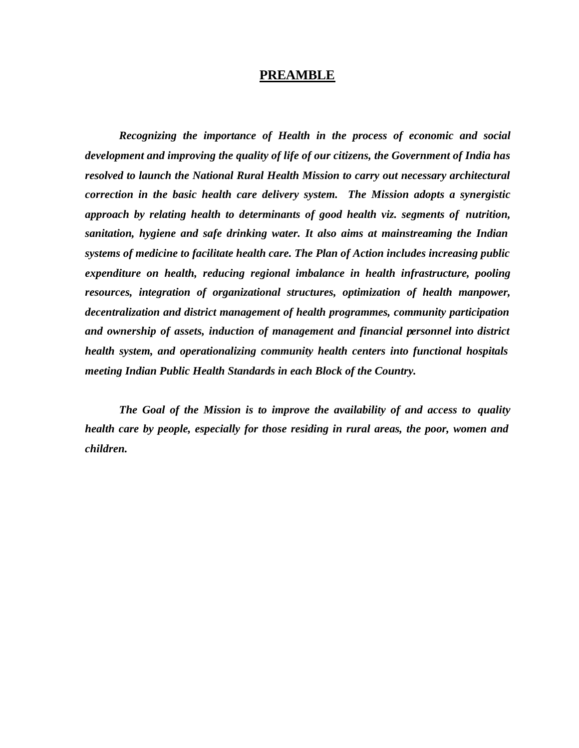# PREAMBLE

***Recognizing the importance of Health in the process of economic and social development and improving the quality of life of our citizens, the Government of India has resolved to launch the National Rural Health Mission to carry out necessary architectural correction in the basic health care delivery system. The Mission adopts a synergistic approach by relating health to determinants of good health viz. segments of nutrition, sanitation, hygiene and safe drinking water. It also aims at mainstreaming the Indian systems of medicine to facilitate health care. The Plan of Action includes increasing public expenditure on health, reducing regional imbalance in health infrastructure, pooling resources, integration of organizational structures, optimization of health manpower, decentralization and district management of health programmes, community participation and ownership of assets, induction of management and financial personnel into district health system, and operationalizing community health centers into functional hospitals meeting Indian Public Health Standards in each Block of the Country.***

***The Goal of the Mission is to improve the availability of and access to quality health care by people, especially for those residing in rural areas, the poor, women and children.***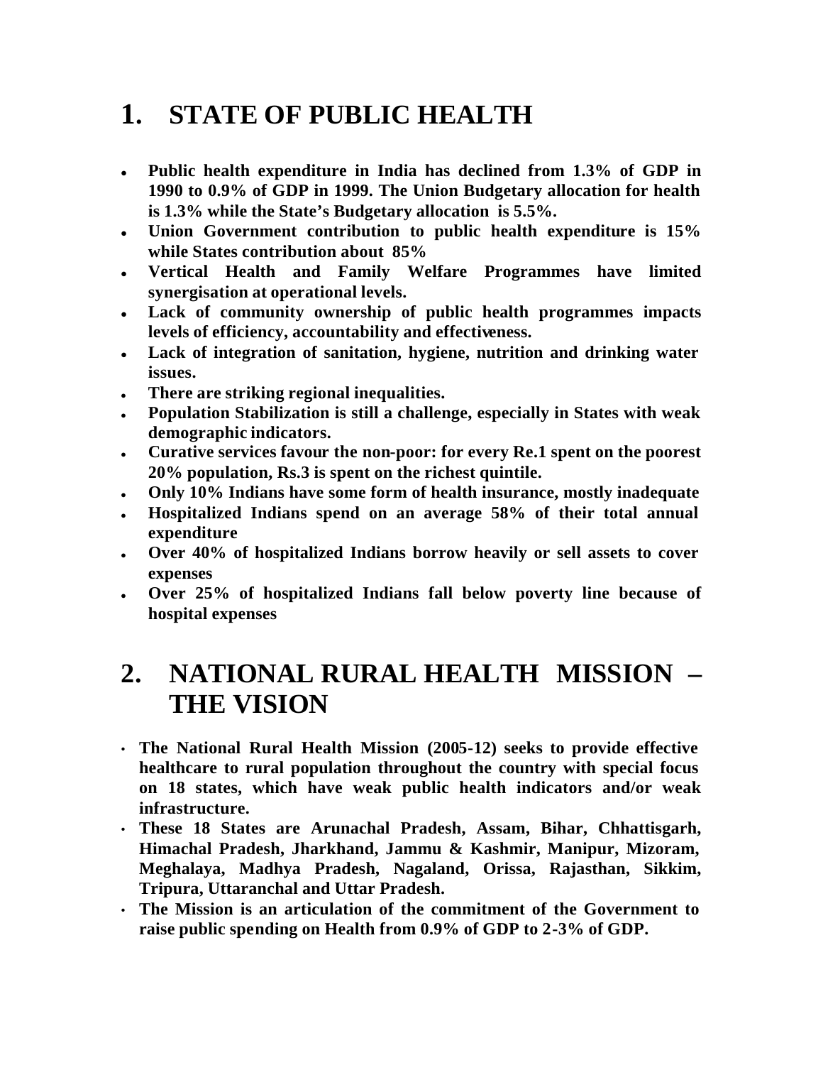# 1. STATE OF PUBLIC HEALTH

- **Public health expenditure in India has declined from 1.3% of GDP in 1990 to 0.9% of GDP in 1999. The Union Budgetary allocation for health is 1.3% while the State's Budgetary allocation is 5.5%.**
- **Union Government contribution to public health expenditure is 15% while States contribution about 85%**
- **Vertical Health and Family Welfare Programmes have limited synergisation at operational levels.**
- **Lack of community ownership of public health programmes impacts levels of efficiency, accountability and effectiveness.**
- **Lack of integration of sanitation, hygiene, nutrition and drinking water issues.**
- **There are striking regional inequalities.**
- **Population Stabilization is still a challenge, especially in States with weak demographic indicators.**
- **Curative services favour the non-poor: for every Re.1 spent on the poorest 20% population, Rs.3 is spent on the richest quintile.**
- **Only 10% Indians have some form of health insurance, mostly inadequate**
- **Hospitalized Indians spend on an average 58% of their total annual expenditure**
- **Over 40% of hospitalized Indians borrow heavily or sell assets to cover expenses**
- **Over 25% of hospitalized Indians fall below poverty line because of hospital expenses**

# 2. NATIONAL RURAL HEALTH MISSION – THE VISION

- **The National Rural Health Mission (2005-12) seeks to provide effective healthcare to rural population throughout the country with special focus on 18 states, which have weak public health indicators and/or weak infrastructure.**
- **These 18 States are Arunachal Pradesh, Assam, Bihar, Chhattisgarh, Himachal Pradesh, Jharkhand, Jammu & Kashmir, Manipur, Mizoram, Meghalaya, Madhya Pradesh, Nagaland, Orissa, Rajasthan, Sikkim, Tripura, Uttaranchal and Uttar Pradesh.**
- **The Mission is an articulation of the commitment of the Government to raise public spending on Health from 0.9% of GDP to 2-3% of GDP.**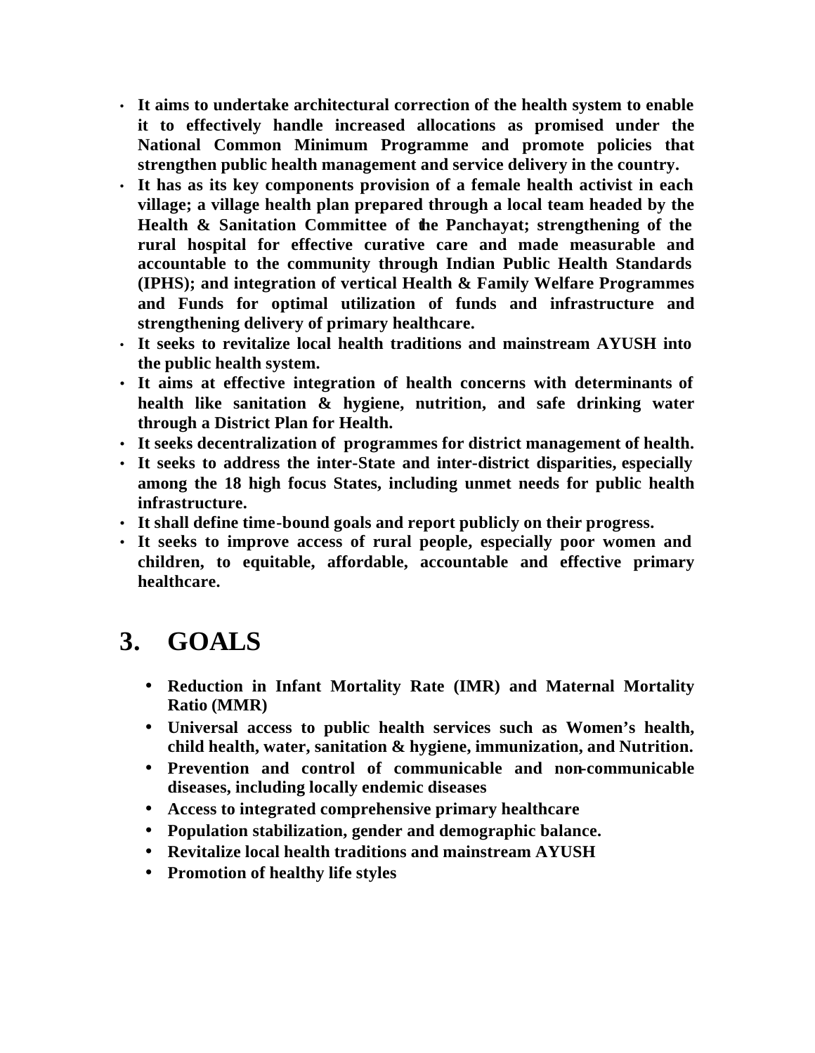- **It aims to undertake architectural correction of the health system to enable it to effectively handle increased allocations as promised under the National Common Minimum Programme and promote policies that strengthen public health management and service delivery in the country.**
- **It has as its key components provision of a female health activist in each village; a village health plan prepared through a local team headed by the Health & Sanitation Committee of the Panchayat; strengthening of the rural hospital for effective curative care and made measurable and accountable to the community through Indian Public Health Standards (IPHS); and integration of vertical Health & Family Welfare Programmes and Funds for optimal utilization of funds and infrastructure and strengthening delivery of primary healthcare.**
- **It seeks to revitalize local health traditions and mainstream AYUSH into the public health system.**
- **It aims at effective integration of health concerns with determinants of health like sanitation & hygiene, nutrition, and safe drinking water through a District Plan for Health.**
- **It seeks decentralization of programmes for district management of health.**
- **It seeks to address the inter-State and inter-district disparities, especially among the 18 high focus States, including unmet needs for public health infrastructure.**
- **It shall define time-bound goals and report publicly on their progress.**
- **It seeks to improve access of rural people, especially poor women and children, to equitable, affordable, accountable and effective primary healthcare.**

# 3. GOALS

- **Reduction in Infant Mortality Rate (IMR) and Maternal Mortality Ratio (MMR)**
- **Universal access to public health services such as Women's health, child health, water, sanitation & hygiene, immunization, and Nutrition.**
- **Prevention and control of communicable and non-communicable diseases, including locally endemic diseases**
- **Access to integrated comprehensive primary healthcare**
- **Population stabilization, gender and demographic balance.**
- **Revitalize local health traditions and mainstream AYUSH**
- **Promotion of healthy life styles**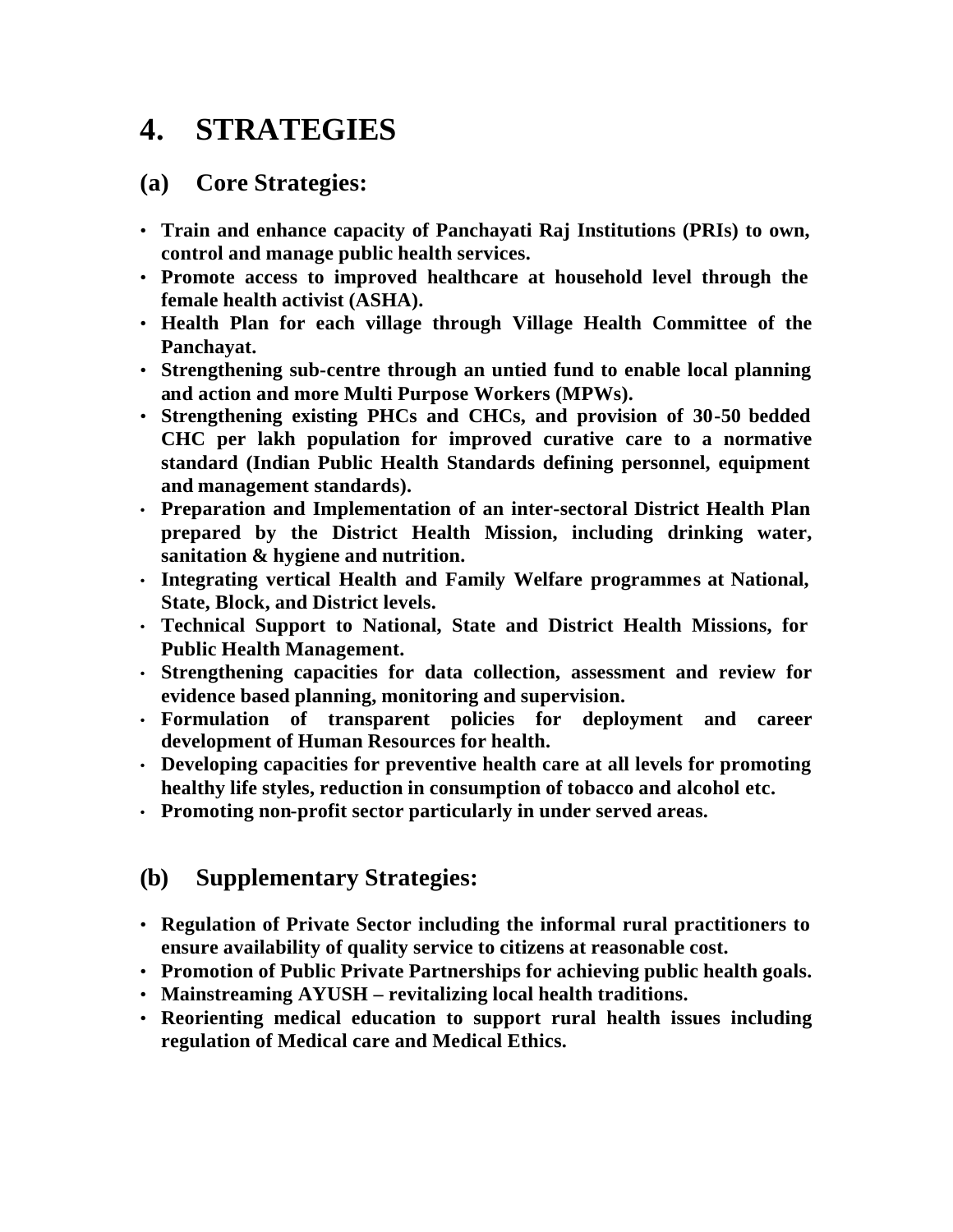# 4. STRATEGIES

## (a) Core Strategies:

- **Train and enhance capacity of Panchayati Raj Institutions (PRIs) to own, control and manage public health services.**
- **Promote access to improved healthcare at household level through the female health activist (ASHA).**
- **Health Plan for each village through Village Health Committee of the Panchayat.**
- **Strengthening sub-centre through an untied fund to enable local planning and action and more Multi Purpose Workers (MPWs).**
- **Strengthening existing PHCs and CHCs, and provision of 30-50 bedded CHC per lakh population for improved curative care to a normative standard (Indian Public Health Standards defining personnel, equipment and management standards).**
- **Preparation and Implementation of an inter-sectoral District Health Plan prepared by the District Health Mission, including drinking water, sanitation & hygiene and nutrition.**
- **Integrating vertical Health and Family Welfare programmes at National, State, Block, and District levels.**
- **Technical Support to National, State and District Health Missions, for Public Health Management.**
- **Strengthening capacities for data collection, assessment and review for evidence based planning, monitoring and supervision.**
- **Formulation of transparent policies for deployment and career development of Human Resources for health.**
- **Developing capacities for preventive health care at all levels for promoting healthy life styles, reduction in consumption of tobacco and alcohol etc.**
- **Promoting non-profit sector particularly in under served areas.**

## (b) Supplementary Strategies:

- **Regulation of Private Sector including the informal rural practitioners to ensure availability of quality service to citizens at reasonable cost.**
- **Promotion of Public Private Partnerships for achieving public health goals.**
- **Mainstreaming AYUSH – revitalizing local health traditions.**
- **Reorienting medical education to support rural health issues including regulation of Medical care and Medical Ethics.**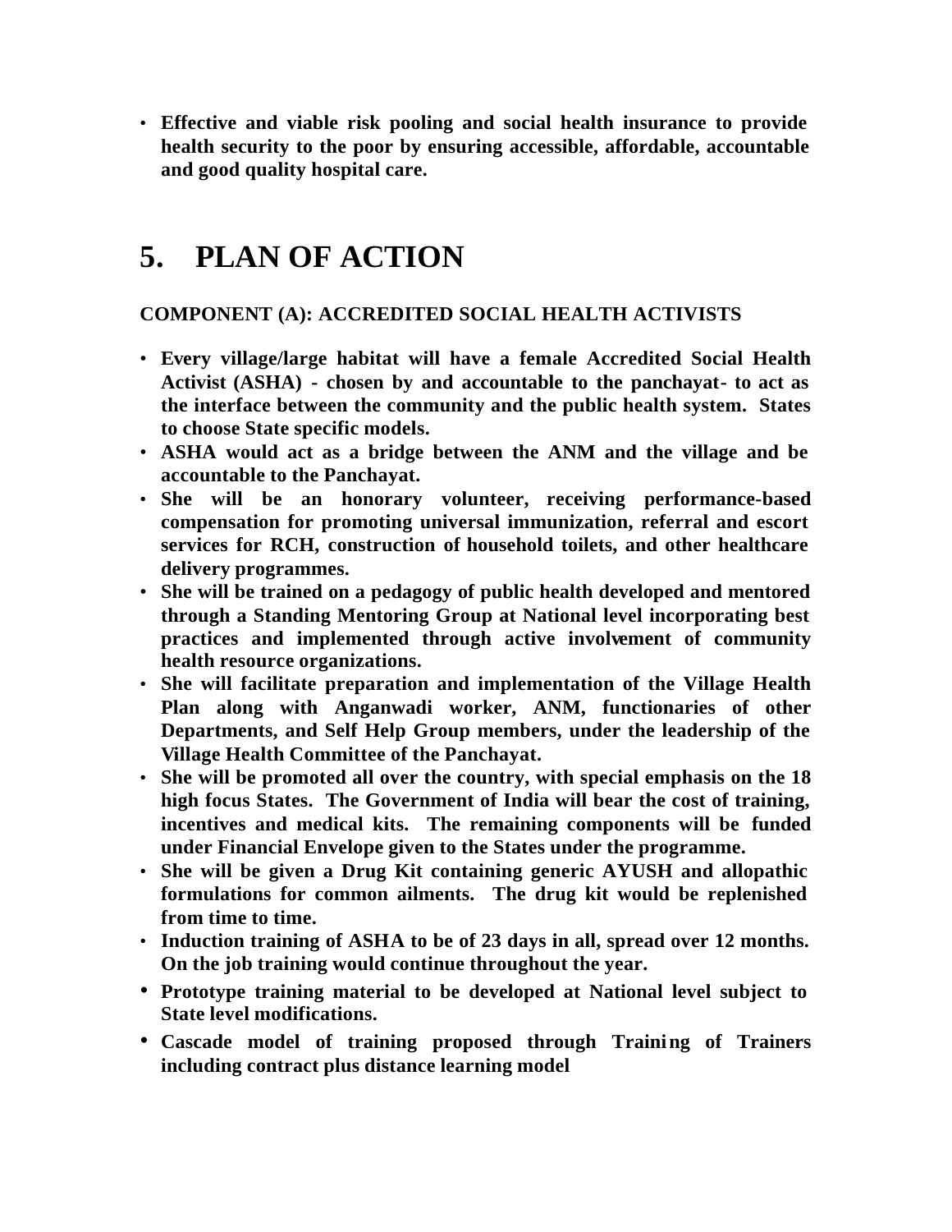- **Effective and viable risk pooling and social health insurance to provide health security to the poor by ensuring accessible, affordable, accountable and good quality hospital care.**

# 5. PLAN OF ACTION

### COMPONENT (A): ACCREDITED SOCIAL HEALTH ACTIVISTS

- **Every village/large habitat will have a female Accredited Social Health Activist (ASHA) - chosen by and accountable to the panchayat- to act as the interface between the community and the public health system. States to choose State specific models.**
- **ASHA would act as a bridge between the ANM and the village and be accountable to the Panchayat.**
- **She will be an honorary volunteer, receiving performance-based compensation for promoting universal immunization, referral and escort services for RCH, construction of household toilets, and other healthcare delivery programmes.**
- **She will be trained on a pedagogy of public health developed and mentored through a Standing Mentoring Group at National level incorporating best practices and implemented through active involvement of community health resource organizations.**
- **She will facilitate preparation and implementation of the Village Health Plan along with Anganwadi worker, ANM, functionaries of other Departments, and Self Help Group members, under the leadership of the Village Health Committee of the Panchayat.**
- **She will be promoted all over the country, with special emphasis on the 18 high focus States. The Government of India will bear the cost of training, incentives and medical kits. The remaining components will be funded under Financial Envelope given to the States under the programme.**
- **She will be given a Drug Kit containing generic AYUSH and allopathic formulations for common ailments. The drug kit would be replenished from time to time.**
- **Induction training of ASHA to be of 23 days in all, spread over 12 months. On the job training would continue throughout the year.**
- **Prototype training material to be developed at National level subject to State level modifications.**
- **Cascade model of training proposed through Training of Trainers including contract plus distance learning model**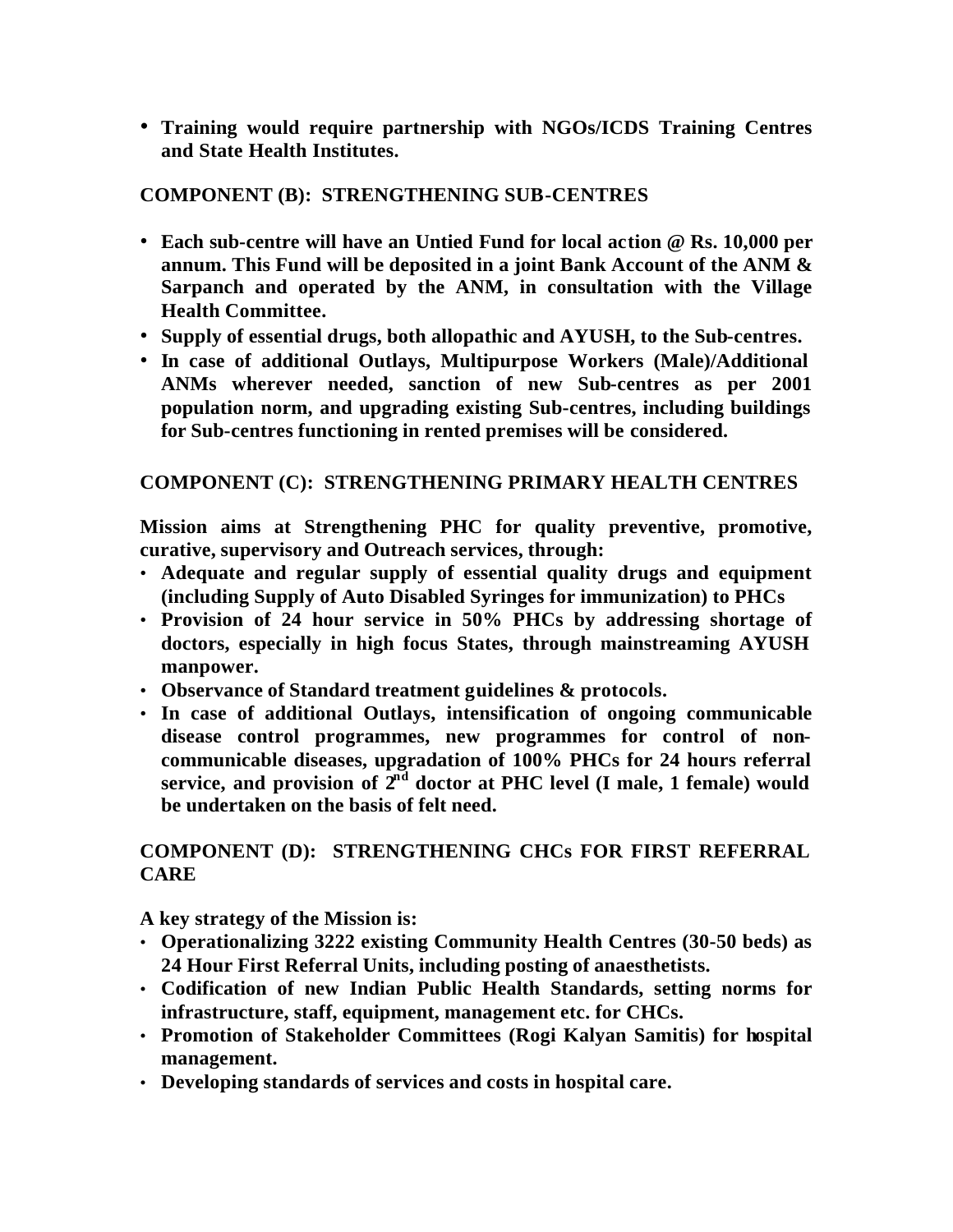- **Training would require partnership with NGOs/ICDS Training Centres and State Health Institutes.**

**COMPONENT (B): STRENGTHENING SUB-CENTRES**

- **Each sub-centre will have an Untied Fund for local action @ Rs. 10,000 per annum. This Fund will be deposited in a joint Bank Account of the ANM & Sarpanch and operated by the ANM, in consultation with the Village Health Committee.**
- **Supply of essential drugs, both allopathic and AYUSH, to the Sub-centres.**
- **In case of additional Outlays, Multipurpose Workers (Male)/Additional ANMs wherever needed, sanction of new Sub-centres as per 2001 population norm, and upgrading existing Sub-centres, including buildings for Sub-centres functioning in rented premises will be considered.**

**COMPONENT (C): STRENGTHENING PRIMARY HEALTH CENTRES**

**Mission aims at Strengthening PHC for quality preventive, promotive, curative, supervisory and Outreach services, through:**

- **Adequate and regular supply of essential quality drugs and equipment (including Supply of Auto Disabled Syringes for immunization) to PHCs**
- **Provision of 24 hour service in 50% PHCs by addressing shortage of doctors, especially in high focus States, through mainstreaming AYUSH manpower.**
- **Observance of Standard treatment guidelines & protocols.**
- **In case of additional Outlays, intensification of ongoing communicable disease control programmes, new programmes for control of non-communicable diseases, upgradation of 100% PHCs for 24 hours referral service, and provision of 2nd doctor at PHC level (I male, 1 female) would be undertaken on the basis of felt need.**

**COMPONENT (D): STRENGTHENING CHCs FOR FIRST REFERRAL CARE**

**A key strategy of the Mission is:**

- **Operationalizing 3222 existing Community Health Centres (30-50 beds) as 24 Hour First Referral Units, including posting of anaesthetists.**
- **Codification of new Indian Public Health Standards, setting norms for infrastructure, staff, equipment, management etc. for CHCs.**
- **Promotion of Stakeholder Committees (Rogi Kalyan Samitis) for hospital management.**
- **Developing standards of services and costs in hospital care.**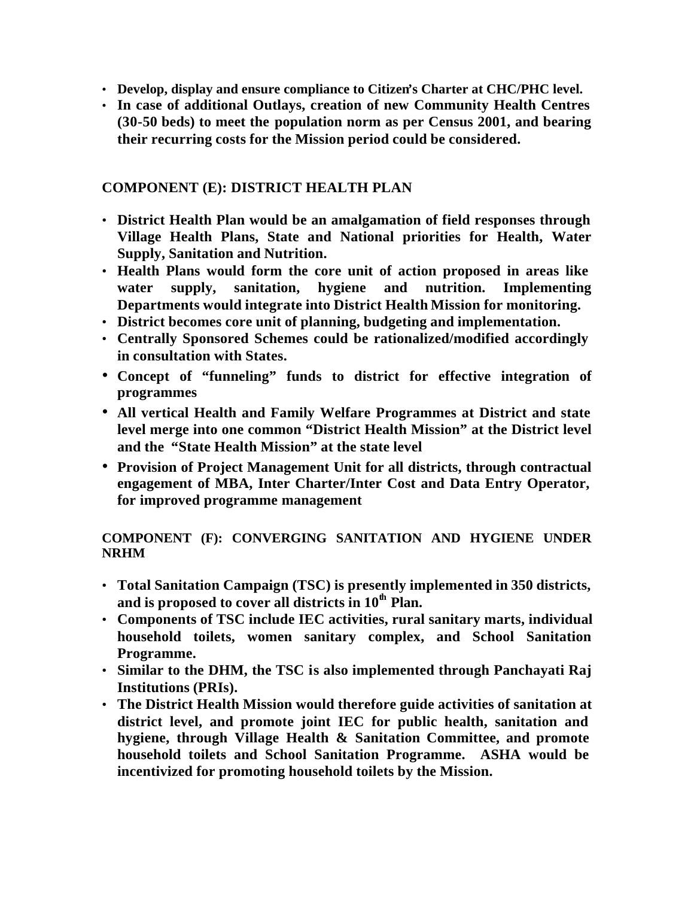- **Develop, display and ensure compliance to Citizen's Charter at CHC/PHC level.**
- **In case of additional Outlays, creation of new Community Health Centres (30-50 beds) to meet the population norm as per Census 2001, and bearing their recurring costs for the Mission period could be considered.**

## COMPONENT (E): DISTRICT HEALTH PLAN

- **District Health Plan would be an amalgamation of field responses through Village Health Plans, State and National priorities for Health, Water Supply, Sanitation and Nutrition.**
- **Health Plans would form the core unit of action proposed in areas like water supply, sanitation, hygiene and nutrition. Implementing Departments would integrate into District Health Mission for monitoring.**
- **District becomes core unit of planning, budgeting and implementation.**
- **Centrally Sponsored Schemes could be rationalized/modified accordingly in consultation with States.**
- **Concept of "funneling" funds to district for effective integration of programmes**
- **All vertical Health and Family Welfare Programmes at District and state level merge into one common "District Health Mission" at the District level and the "State Health Mission" at the state level**
- **Provision of Project Management Unit for all districts, through contractual engagement of MBA, Inter Charter/Inter Cost and Data Entry Operator, for improved programme management**

## COMPONENT (F): CONVERGING SANITATION AND HYGIENE UNDER NRHM

- **Total Sanitation Campaign (TSC) is presently implemented in 350 districts, and is proposed to cover all districts in 10th Plan.**
- **Components of TSC include IEC activities, rural sanitary marts, individual household toilets, women sanitary complex, and School Sanitation Programme.**
- **Similar to the DHM, the TSC is also implemented through Panchayati Raj Institutions (PRIs).**
- **The District Health Mission would therefore guide activities of sanitation at district level, and promote joint IEC for public health, sanitation and hygiene, through Village Health & Sanitation Committee, and promote household toilets and School Sanitation Programme. ASHA would be incentivized for promoting household toilets by the Mission.**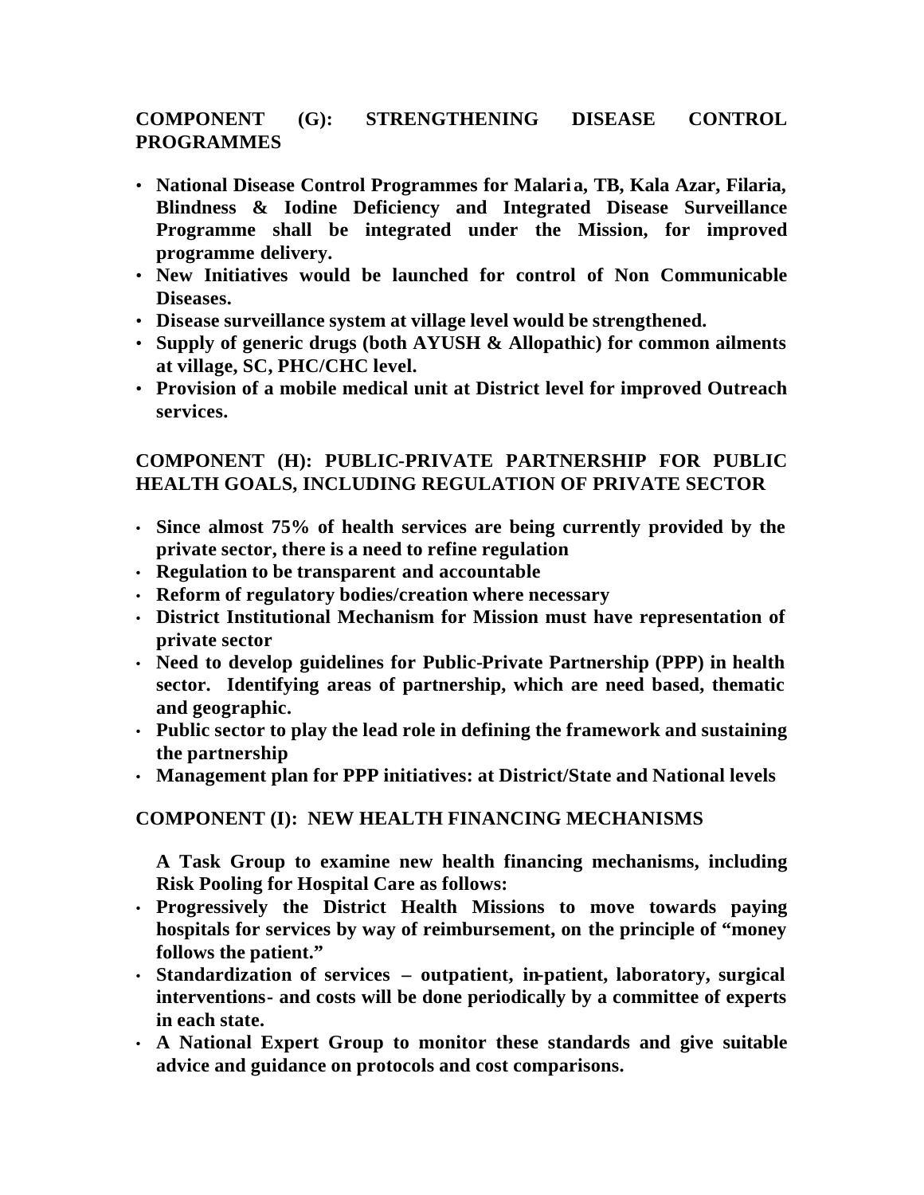## COMPONENT (G): STRENGTHENING DISEASE CONTROL PROGRAMMES

- **National Disease Control Programmes for Malaria, TB, Kala Azar, Filaria, Blindness & Iodine Deficiency and Integrated Disease Surveillance Programme shall be integrated under the Mission, for improved programme delivery.**
- **New Initiatives would be launched for control of Non Communicable Diseases.**
- **Disease surveillance system at village level would be strengthened.**
- **Supply of generic drugs (both AYUSH & Allopathic) for common ailments at village, SC, PHC/CHC level.**
- **Provision of a mobile medical unit at District level for improved Outreach services.**

## COMPONENT (H): PUBLIC-PRIVATE PARTNERSHIP FOR PUBLIC HEALTH GOALS, INCLUDING REGULATION OF PRIVATE SECTOR

- **Since almost 75% of health services are being currently provided by the private sector, there is a need to refine regulation**
- **Regulation to be transparent and accountable**
- **Reform of regulatory bodies/creation where necessary**
- **District Institutional Mechanism for Mission must have representation of private sector**
- **Need to develop guidelines for Public-Private Partnership (PPP) in health sector. Identifying areas of partnership, which are need based, thematic and geographic.**
- **Public sector to play the lead role in defining the framework and sustaining the partnership**
- **Management plan for PPP initiatives: at District/State and National levels**

## COMPONENT (I): NEW HEALTH FINANCING MECHANISMS

**A Task Group to examine new health financing mechanisms, including Risk Pooling for Hospital Care as follows:**

- **Progressively the District Health Missions to move towards paying hospitals for services by way of reimbursement, on the principle of "money follows the patient."**
- **Standardization of services – outpatient, in-patient, laboratory, surgical interventions- and costs will be done periodically by a committee of experts in each state.**
- **A National Expert Group to monitor these standards and give suitable advice and guidance on protocols and cost comparisons.**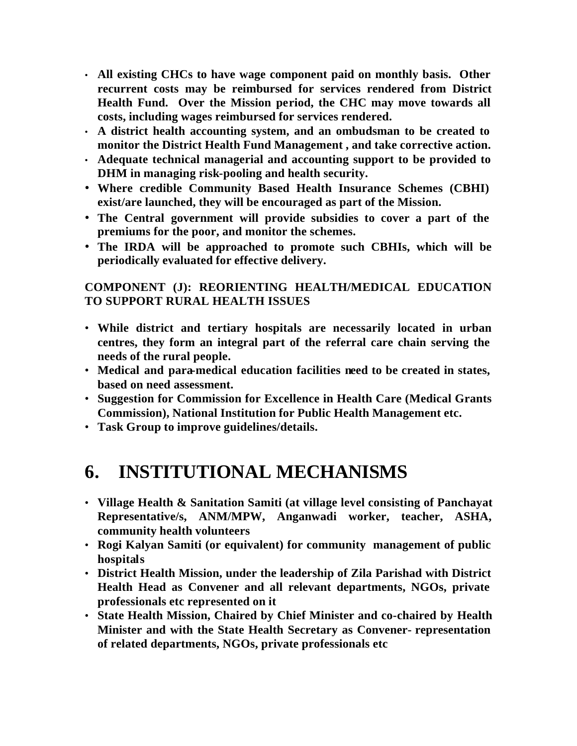- **All existing CHCs to have wage component paid on monthly basis. Other recurrent costs may be reimbursed for services rendered from District Health Fund. Over the Mission period, the CHC may move towards all costs, including wages reimbursed for services rendered.**
- **A district health accounting system, and an ombudsman to be created to monitor the District Health Fund Management , and take corrective action.**
- **Adequate technical managerial and accounting support to be provided to DHM in managing risk-pooling and health security.**
- **Where credible Community Based Health Insurance Schemes (CBHI) exist/are launched, they will be encouraged as part of the Mission.**
- **The Central government will provide subsidies to cover a part of the premiums for the poor, and monitor the schemes.**
- **The IRDA will be approached to promote such CBHIs, which will be periodically evaluated for effective delivery.**

**COMPONENT (J): REORIENTING HEALTH/MEDICAL EDUCATION TO SUPPORT RURAL HEALTH ISSUES**

- **While district and tertiary hospitals are necessarily located in urban centres, they form an integral part of the referral care chain serving the needs of the rural people.**
- **Medical and para-medical education facilities need to be created in states, based on need assessment.**
- **Suggestion for Commission for Excellence in Health Care (Medical Grants Commission), National Institution for Public Health Management etc.**
- **Task Group to improve guidelines/details.**

# 6. INSTITUTIONAL MECHANISMS

- **Village Health & Sanitation Samiti (at village level consisting of Panchayat Representative/s, ANM/MPW, Anganwadi worker, teacher, ASHA, community health volunteers**
- **Rogi Kalyan Samiti (or equivalent) for community management of public hospitals**
- **District Health Mission, under the leadership of Zila Parishad with District Health Head as Convener and all relevant departments, NGOs, private professionals etc represented on it**
- **State Health Mission, Chaired by Chief Minister and co-chaired by Health Minister and with the State Health Secretary as Convener- representation of related departments, NGOs, private professionals etc**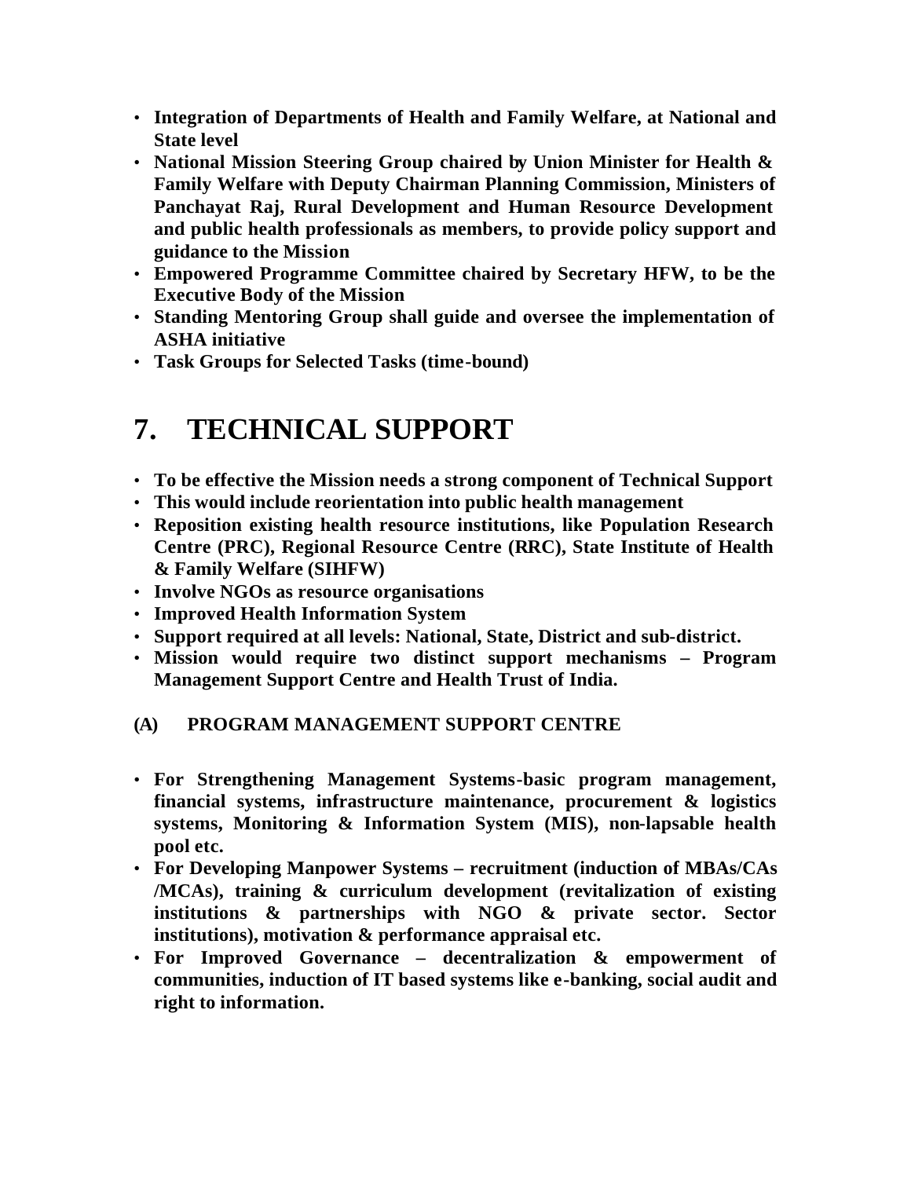- **Integration of Departments of Health and Family Welfare, at National and State level**
- **National Mission Steering Group chaired by Union Minister for Health & Family Welfare with Deputy Chairman Planning Commission, Ministers of Panchayat Raj, Rural Development and Human Resource Development and public health professionals as members, to provide policy support and guidance to the Mission**
- **Empowered Programme Committee chaired by Secretary HFW, to be the Executive Body of the Mission**
- **Standing Mentoring Group shall guide and oversee the implementation of ASHA initiative**
- **Task Groups for Selected Tasks (time-bound)**

# 7. TECHNICAL SUPPORT

- **To be effective the Mission needs a strong component of Technical Support**
- **This would include reorientation into public health management**
- **Reposition existing health resource institutions, like Population Research Centre (PRC), Regional Resource Centre (RRC), State Institute of Health & Family Welfare (SIHFW)**
- **Involve NGOs as resource organisations**
- **Improved Health Information System**
- **Support required at all levels: National, State, District and sub-district.**
- **Mission would require two distinct support mechanisms – Program Management Support Centre and Health Trust of India.**

### (A) PROGRAM MANAGEMENT SUPPORT CENTRE

- **For Strengthening Management Systems-basic program management, financial systems, infrastructure maintenance, procurement & logistics systems, Monitoring & Information System (MIS), non-lapsable health pool etc.**
- **For Developing Manpower Systems – recruitment (induction of MBAs/CAs /MCAs), training & curriculum development (revitalization of existing institutions & partnerships with NGO & private sector. Sector institutions), motivation & performance appraisal etc.**
- **For Improved Governance – decentralization & empowerment of communities, induction of IT based systems like e-banking, social audit and right to information.**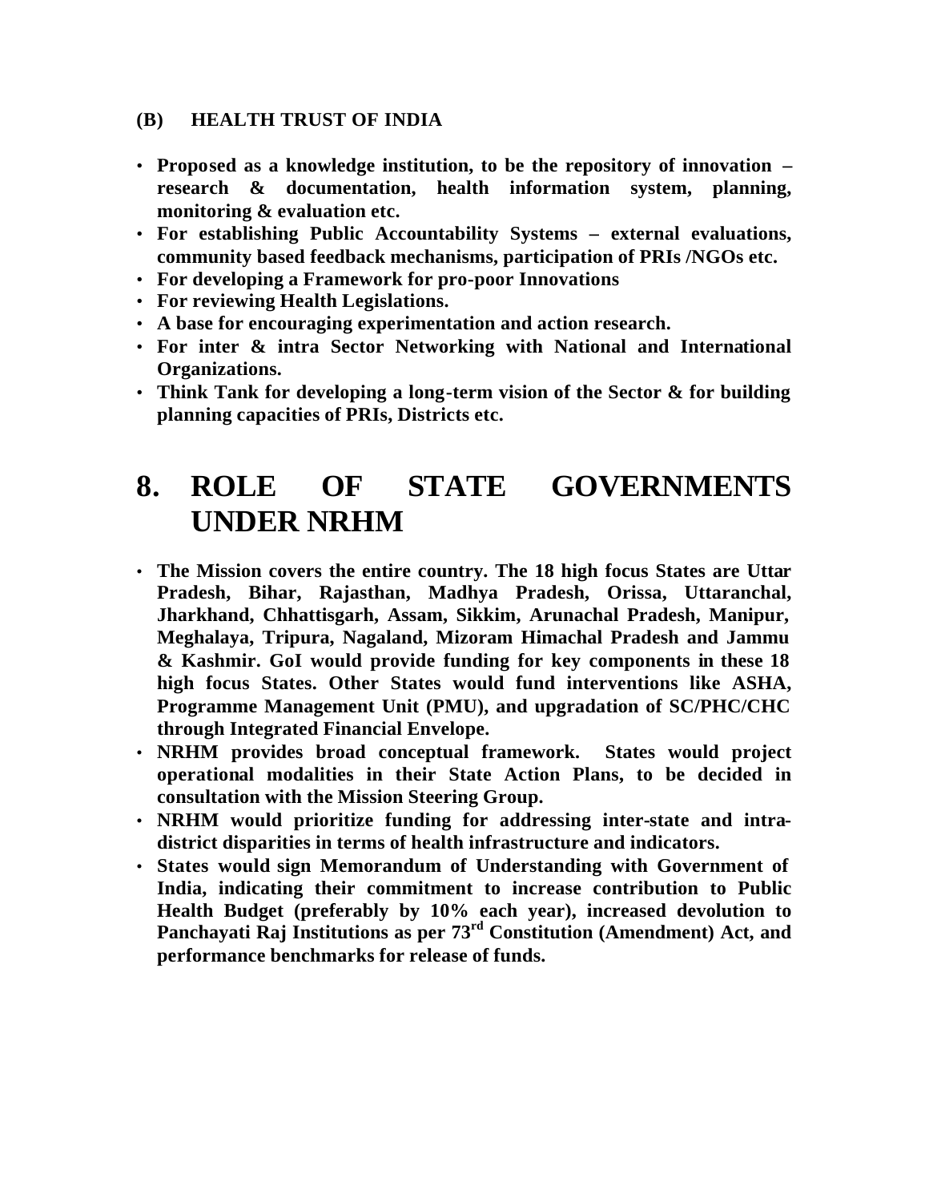### (B) HEALTH TRUST OF INDIA

- **Proposed as a knowledge institution, to be the repository of innovation – research & documentation, health information system, planning, monitoring & evaluation etc.**
- **For establishing Public Accountability Systems – external evaluations, community based feedback mechanisms, participation of PRIs /NGOs etc.**
- **For developing a Framework for pro-poor Innovations**
- **For reviewing Health Legislations.**
- **A base for encouraging experimentation and action research.**
- **For inter & intra Sector Networking with National and International Organizations.**
- **Think Tank for developing a long-term vision of the Sector & for building planning capacities of PRIs, Districts etc.**

# 8. ROLE OF STATE GOVERNMENTS UNDER NRHM

- **The Mission covers the entire country. The 18 high focus States are Uttar Pradesh, Bihar, Rajasthan, Madhya Pradesh, Orissa, Uttaranchal, Jharkhand, Chhattisgarh, Assam, Sikkim, Arunachal Pradesh, Manipur, Meghalaya, Tripura, Nagaland, Mizoram Himachal Pradesh and Jammu & Kashmir. GoI would provide funding for key components in these 18 high focus States. Other States would fund interventions like ASHA, Programme Management Unit (PMU), and upgradation of SC/PHC/CHC through Integrated Financial Envelope.**
- **NRHM provides broad conceptual framework. States would project operational modalities in their State Action Plans, to be decided in consultation with the Mission Steering Group.**
- **NRHM would prioritize funding for addressing inter-state and intra-district disparities in terms of health infrastructure and indicators.**
- **States would sign Memorandum of Understanding with Government of India, indicating their commitment to increase contribution to Public Health Budget (preferably by 10% each year), increased devolution to Panchayati Raj Institutions as per 73rd Constitution (Amendment) Act, and performance benchmarks for release of funds.**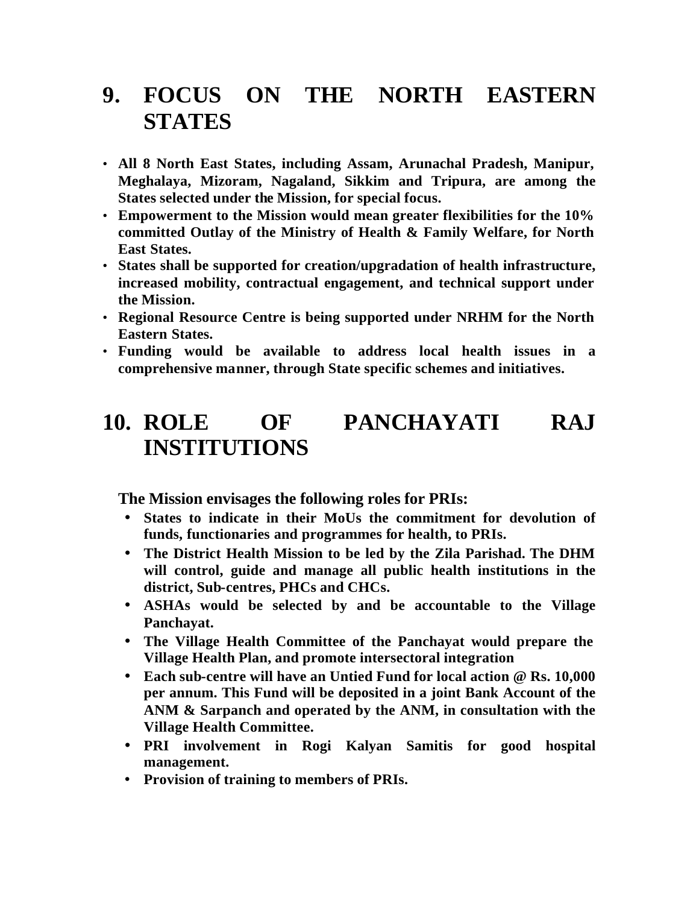# 9. FOCUS ON THE NORTH EASTERN STATES

- **All 8 North East States, including Assam, Arunachal Pradesh, Manipur, Meghalaya, Mizoram, Nagaland, Sikkim and Tripura, are among the States selected under the Mission, for special focus.**
- **Empowerment to the Mission would mean greater flexibilities for the 10% committed Outlay of the Ministry of Health & Family Welfare, for North East States.**
- **States shall be supported for creation/upgradation of health infrastructure, increased mobility, contractual engagement, and technical support under the Mission.**
- **Regional Resource Centre is being supported under NRHM for the North Eastern States.**
- **Funding would be available to address local health issues in a comprehensive manner, through State specific schemes and initiatives.**

# 10. ROLE OF PANCHAYATI RAJ INSTITUTIONS

**The Mission envisages the following roles for PRIs:**

- **States to indicate in their MoUs the commitment for devolution of funds, functionaries and programmes for health, to PRIs.**
- **The District Health Mission to be led by the Zila Parishad. The DHM will control, guide and manage all public health institutions in the district, Sub-centres, PHCs and CHCs.**
- **ASHAs would be selected by and be accountable to the Village Panchayat.**
- **The Village Health Committee of the Panchayat would prepare the Village Health Plan, and promote intersectoral integration**
- **Each sub-centre will have an Untied Fund for local action @ Rs. 10,000 per annum. This Fund will be deposited in a joint Bank Account of the ANM & Sarpanch and operated by the ANM, in consultation with the Village Health Committee.**
- **PRI involvement in Rogi Kalyan Samitis for good hospital management.**
- **Provision of training to members of PRIs.**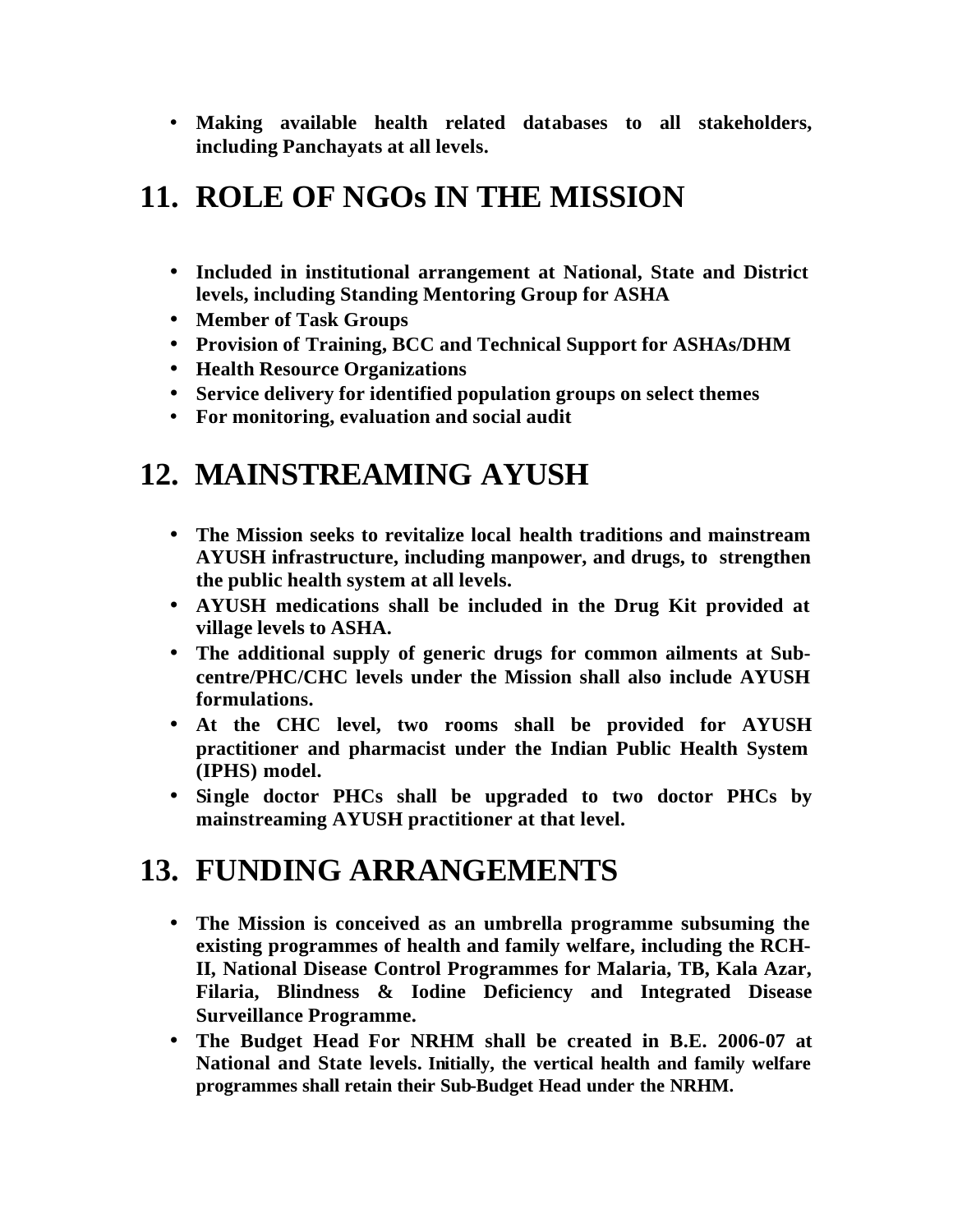- **Making available health related databases to all stakeholders, including Panchayats at all levels.**

## 11. ROLE OF NGOs IN THE MISSION

- **Included in institutional arrangement at National, State and District levels, including Standing Mentoring Group for ASHA**
- **Member of Task Groups**
- **Provision of Training, BCC and Technical Support for ASHAs/DHM**
- **Health Resource Organizations**
- **Service delivery for identified population groups on select themes**
- **For monitoring, evaluation and social audit**

## 12. MAINSTREAMING AYUSH

- **The Mission seeks to revitalize local health traditions and mainstream AYUSH infrastructure, including manpower, and drugs, to strengthen the public health system at all levels.**
- **AYUSH medications shall be included in the Drug Kit provided at village levels to ASHA.**
- **The additional supply of generic drugs for common ailments at Sub-centre/PHC/CHC levels under the Mission shall also include AYUSH formulations.**
- **At the CHC level, two rooms shall be provided for AYUSH practitioner and pharmacist under the Indian Public Health System (IPHS) model.**
- **Single doctor PHCs shall be upgraded to two doctor PHCs by mainstreaming AYUSH practitioner at that level.**

## 13. FUNDING ARRANGEMENTS

- **The Mission is conceived as an umbrella programme subsuming the existing programmes of health and family welfare, including the RCH-II, National Disease Control Programmes for Malaria, TB, Kala Azar, Filaria, Blindness & Iodine Deficiency and Integrated Disease Surveillance Programme.**
- **The Budget Head For NRHM shall be created in B.E. 2006-07 at National and State levels. Initially, the vertical health and family welfare programmes shall retain their Sub-Budget Head under the NRHM.**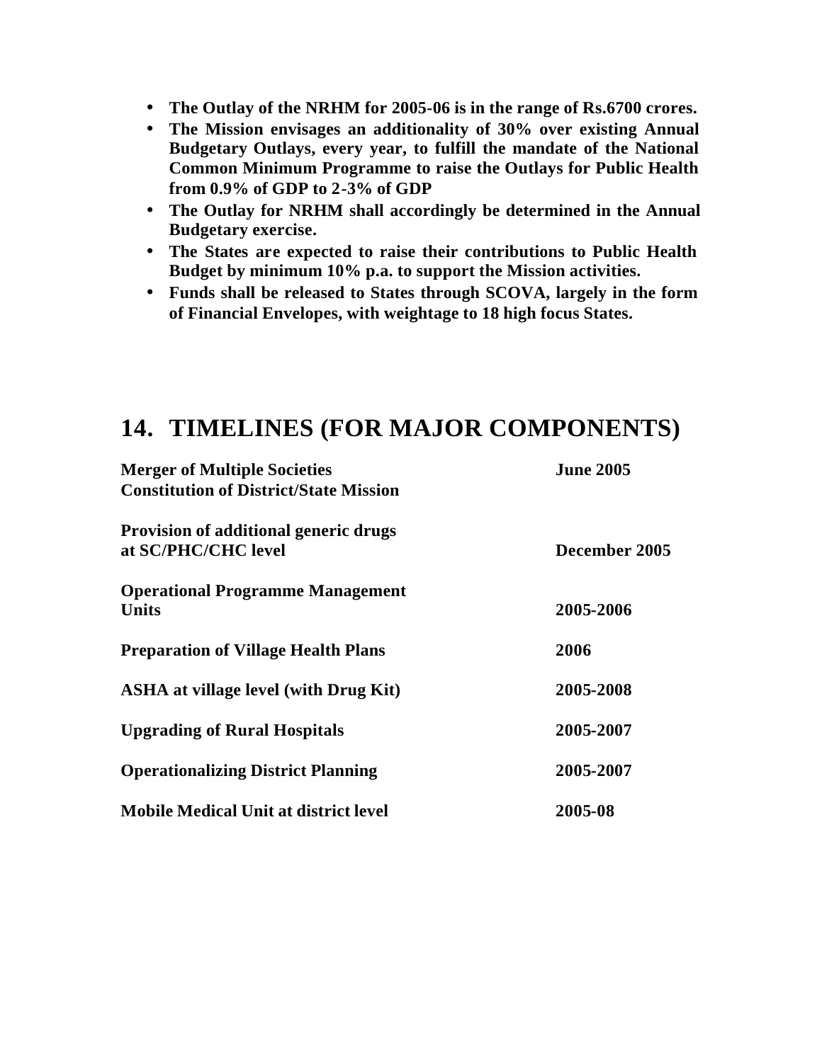- **The Outlay of the NRHM for 2005-06 is in the range of Rs.6700 crores.**
- **The Mission envisages an additionality of 30% over existing Annual Budgetary Outlays, every year, to fulfill the mandate of the National Common Minimum Programme to raise the Outlays for Public Health from 0.9% of GDP to 2-3% of GDP**
- **The Outlay for NRHM shall accordingly be determined in the Annual Budgetary exercise.**
- **The States are expected to raise their contributions to Public Health Budget by minimum 10% p.a. to support the Mission activities.**
- **Funds shall be released to States through SCOVA, largely in the form of Financial Envelopes, with weightage to 18 high focus States.**

# 14. TIMELINES (FOR MAJOR COMPONENTS)

| Component | Timeline |
|---|---|
| **Merger of Multiple Societies Constitution of District/State Mission** | **June 2005** |
| **Provision of additional generic drugs at SC/PHC/CHC level** | **December 2005** |
| **Operational Programme Management Units** | **2005-2006** |
| **Preparation of Village Health Plans** | **2006** |
| **ASHA at village level (with Drug Kit)** | **2005-2008** |
| **Upgrading of Rural Hospitals** | **2005-2007** |
| **Operationalizing District Planning** | **2005-2007** |
| **Mobile Medical Unit at district level** | **2005-08** |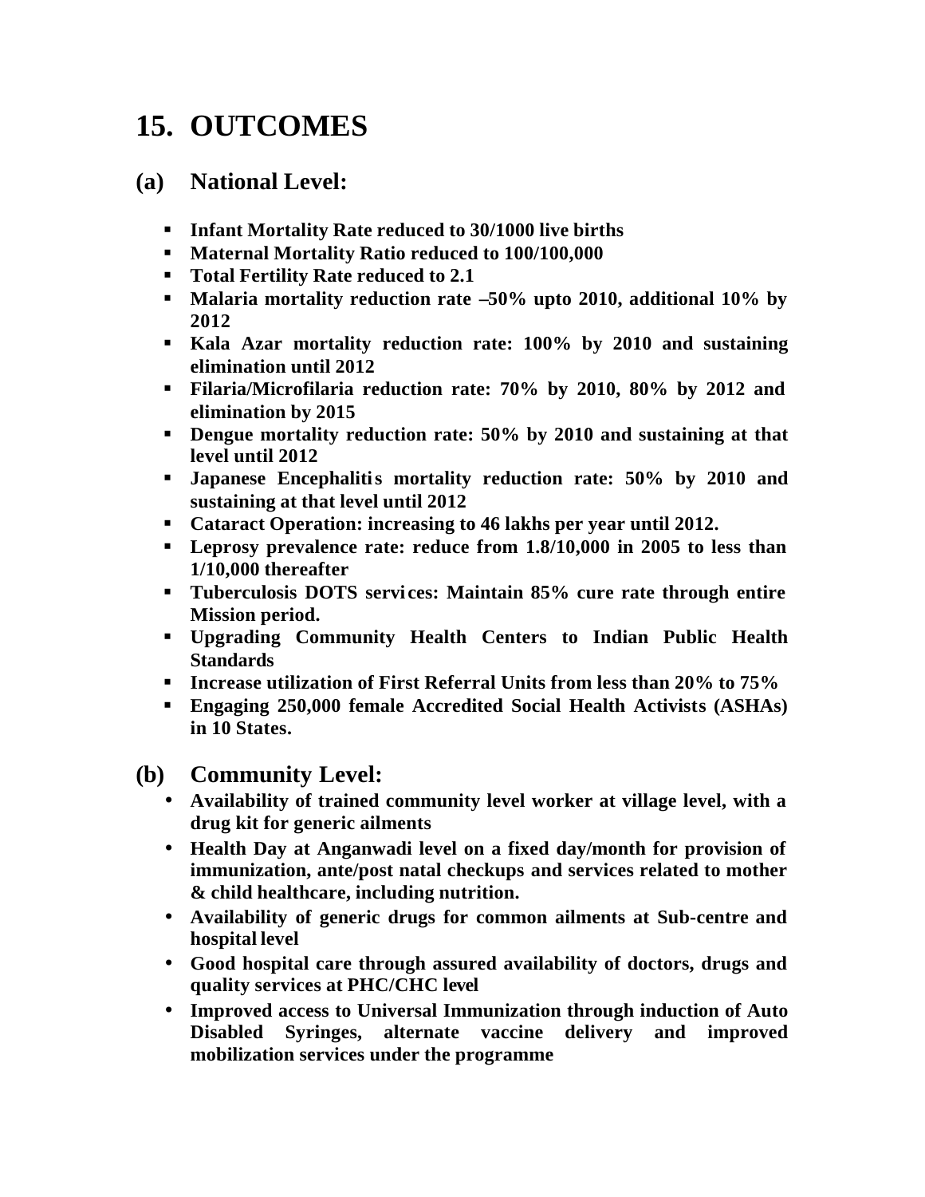# 15. OUTCOMES

## (a) National Level:

- **Infant Mortality Rate reduced to 30/1000 live births**
- **Maternal Mortality Ratio reduced to 100/100,000**
- **Total Fertility Rate reduced to 2.1**
- **Malaria mortality reduction rate –50% upto 2010, additional 10% by 2012**
- **Kala Azar mortality reduction rate: 100% by 2010 and sustaining elimination until 2012**
- **Filaria/Microfilaria reduction rate: 70% by 2010, 80% by 2012 and elimination by 2015**
- **Dengue mortality reduction rate: 50% by 2010 and sustaining at that level until 2012**
- **Japanese Encephalitis mortality reduction rate: 50% by 2010 and sustaining at that level until 2012**
- **Cataract Operation: increasing to 46 lakhs per year until 2012.**
- **Leprosy prevalence rate: reduce from 1.8/10,000 in 2005 to less than 1/10,000 thereafter**
- **Tuberculosis DOTS services: Maintain 85% cure rate through entire Mission period.**
- **Upgrading Community Health Centers to Indian Public Health Standards**
- **Increase utilization of First Referral Units from less than 20% to 75%**
- **Engaging 250,000 female Accredited Social Health Activists (ASHAs) in 10 States.**

## (b) Community Level:

- **Availability of trained community level worker at village level, with a drug kit for generic ailments**
- **Health Day at Anganwadi level on a fixed day/month for provision of immunization, ante/post natal checkups and services related to mother & child healthcare, including nutrition.**
- **Availability of generic drugs for common ailments at Sub-centre and hospital level**
- **Good hospital care through assured availability of doctors, drugs and quality services at PHC/CHC level**
- **Improved access to Universal Immunization through induction of Auto Disabled Syringes, alternate vaccine delivery and improved mobilization services under the programme**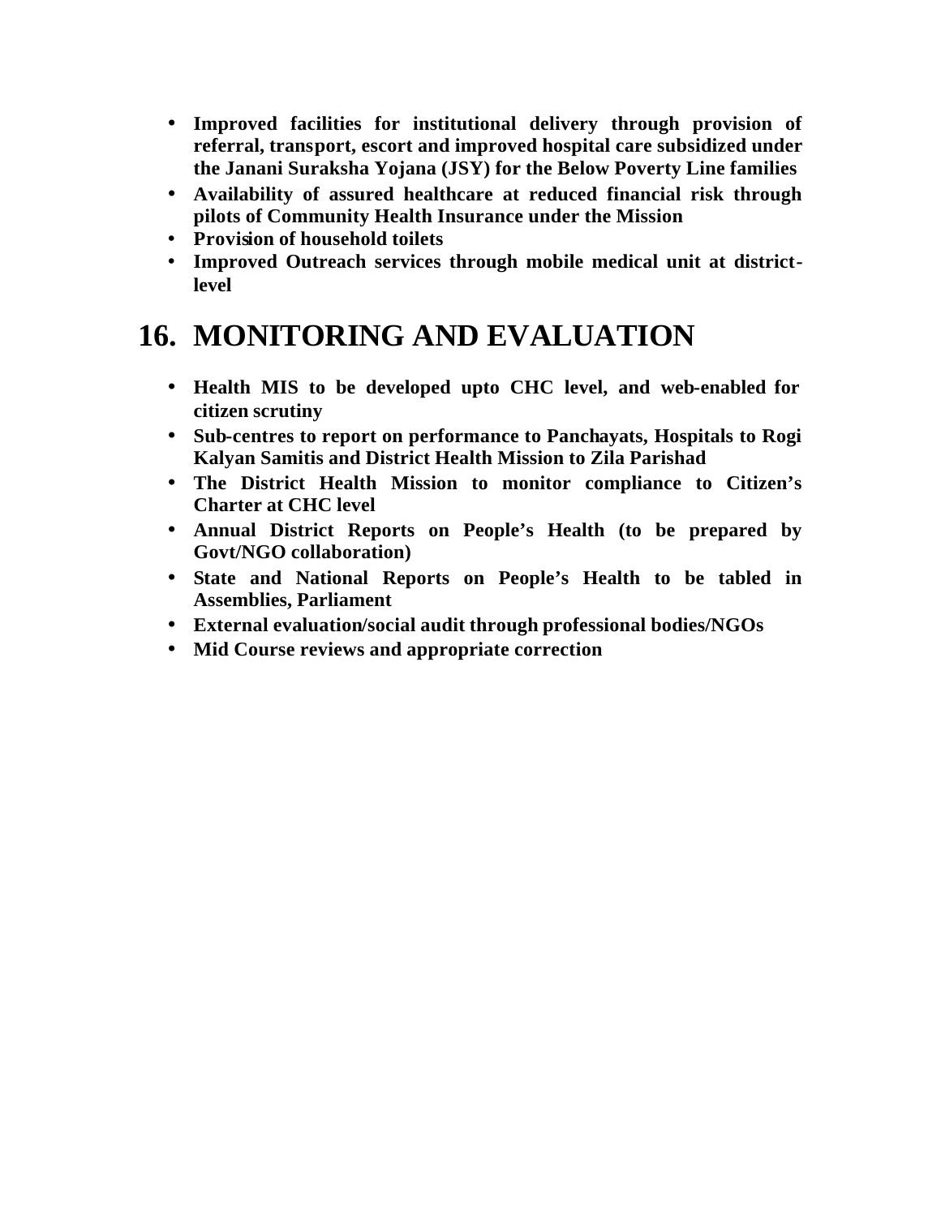- **Improved facilities for institutional delivery through provision of referral, transport, escort and improved hospital care subsidized under the Janani Suraksha Yojana (JSY) for the Below Poverty Line families**
- **Availability of assured healthcare at reduced financial risk through pilots of Community Health Insurance under the Mission**
- **Provision of household toilets**
- **Improved Outreach services through mobile medical unit at district-level**

# 16. MONITORING AND EVALUATION

- **Health MIS to be developed upto CHC level, and web-enabled for citizen scrutiny**
- **Sub-centres to report on performance to Panchayats, Hospitals to Rogi Kalyan Samitis and District Health Mission to Zila Parishad**
- **The District Health Mission to monitor compliance to Citizen's Charter at CHC level**
- **Annual District Reports on People's Health (to be prepared by Govt/NGO collaboration)**
- **State and National Reports on People's Health to be tabled in Assemblies, Parliament**
- **External evaluation/social audit through professional bodies/NGOs**
- **Mid Course reviews and appropriate correction**